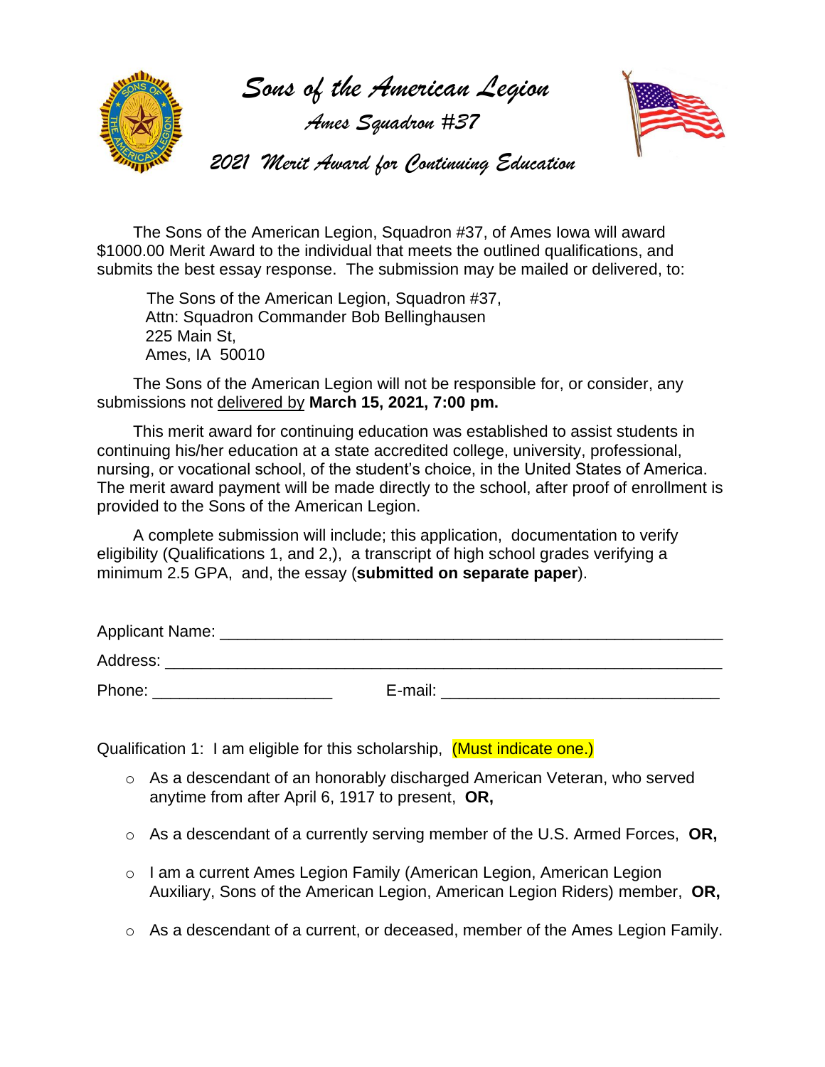# Sons of the American Legion

## Ames Squadron #37

### 2021 Merit Award for Continuing Education

The Sons of the American Legion, Squadron #37, of Ames Iowa will award $1000.00 Merit Award to the individual that meets the outlined qualifications, and submits the best essay response. The submission may be mailed or delivered, to:

The Sons of the American Legion, Squadron #37,
Attn: Squadron Commander Bob Bellinghausen
225 Main St,
Ames, IA 50010

The Sons of the American Legion will not be responsible for, or consider, any submissions not delivered by **March 15, 2021, 7:00 pm.**

This merit award for continuing education was established to assist students in continuing his/her education at a state accredited college, university, professional, nursing, or vocational school, of the student's choice, in the United States of America. The merit award payment will be made directly to the school, after proof of enrollment is provided to the Sons of the American Legion.

A complete submission will include; this application, documentation to verify eligibility (Qualifications 1, and 2,), a transcript of high school grades verifying a minimum 2.5 GPA, and, the essay (**submitted on separate paper**).

Applicant Name: ______________________________________________________

Address: _________________________________________________________

Phone: ____________________ E-mail: ______________________________

Qualification 1: I am eligible for this scholarship, (Must indicate one.)

- As a descendant of an honorably discharged American Veteran, who served anytime from after April 6, 1917 to present, **OR,**
- As a descendant of a currently serving member of the U.S. Armed Forces, **OR,**
- I am a current Ames Legion Family (American Legion, American Legion Auxiliary, Sons of the American Legion, American Legion Riders) member, **OR,**
- As a descendant of a current, or deceased, member of the Ames Legion Family.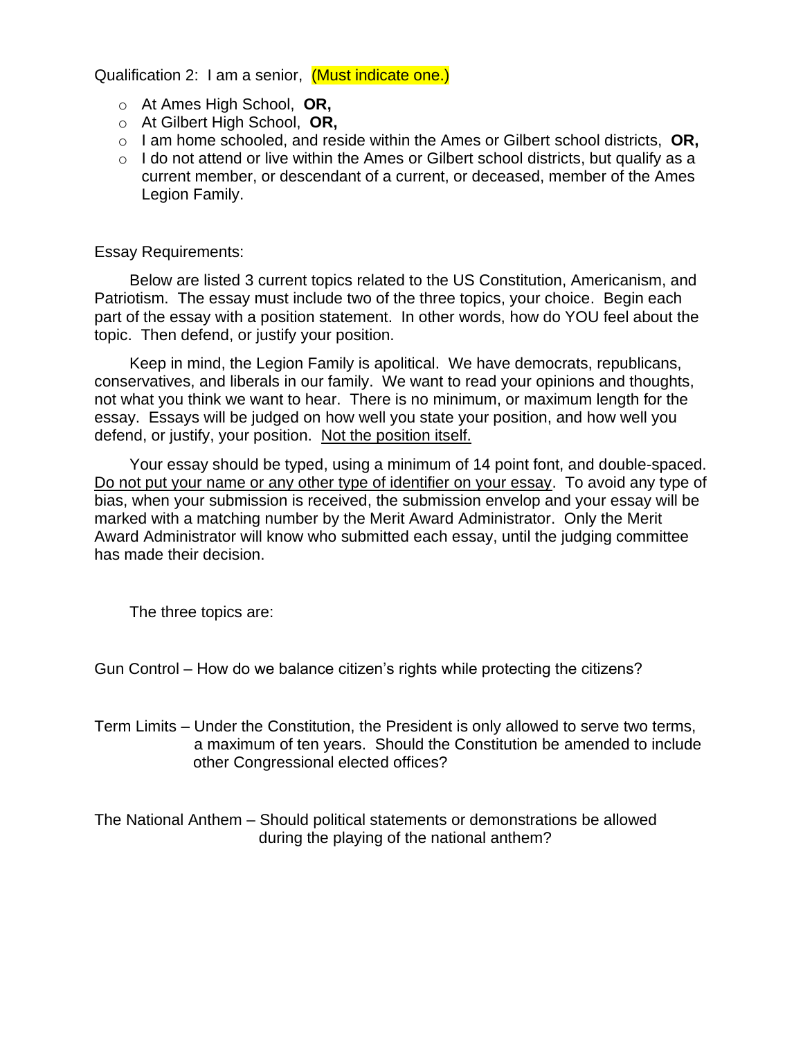Qualification 2: I am a senior, (Must indicate one.)

- At Ames High School, **OR,**
- At Gilbert High School, **OR,**
- I am home schooled, and reside within the Ames or Gilbert school districts, **OR,**
- I do not attend or live within the Ames or Gilbert school districts, but qualify as a current member, or descendant of a current, or deceased, member of the Ames Legion Family.

Essay Requirements:

Below are listed 3 current topics related to the US Constitution, Americanism, and Patriotism. The essay must include two of the three topics, your choice. Begin each part of the essay with a position statement. In other words, how do YOU feel about the topic. Then defend, or justify your position.

Keep in mind, the Legion Family is apolitical. We have democrats, republicans, conservatives, and liberals in our family. We want to read your opinions and thoughts, not what you think we want to hear. There is no minimum, or maximum length for the essay. Essays will be judged on how well you state your position, and how well you defend, or justify, your position. Not the position itself.

Your essay should be typed, using a minimum of 14 point font, and double-spaced. Do not put your name or any other type of identifier on your essay. To avoid any type of bias, when your submission is received, the submission envelop and your essay will be marked with a matching number by the Merit Award Administrator. Only the Merit Award Administrator will know who submitted each essay, until the judging committee has made their decision.

The three topics are:

Gun Control – How do we balance citizen's rights while protecting the citizens?

Term Limits – Under the Constitution, the President is only allowed to serve two terms, a maximum of ten years. Should the Constitution be amended to include other Congressional elected offices?

The National Anthem – Should political statements or demonstrations be allowed during the playing of the national anthem?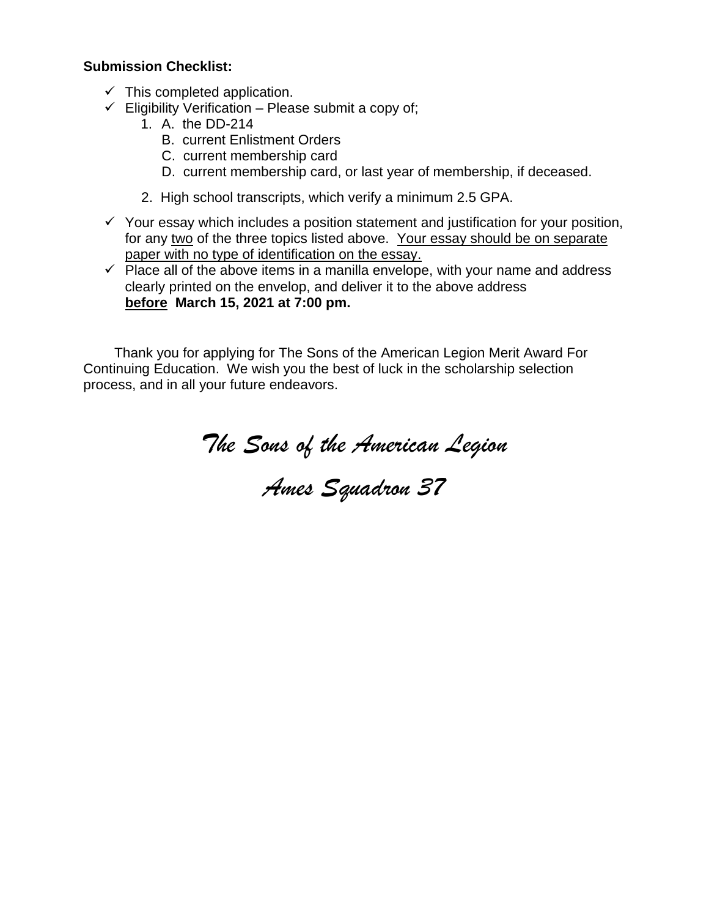**Submission Checklist:**

- ✓ This completed application.
- ✓ Eligibility Verification – Please submit a copy of;
  1. A. the DD-214
     B. current Enlistment Orders
     C. current membership card
     D. current membership card, or last year of membership, if deceased.
  2. High school transcripts, which verify a minimum 2.5 GPA.
- ✓ Your essay which includes a position statement and justification for your position, for any two of the three topics listed above. Your essay should be on separate paper with no type of identification on the essay.
- ✓ Place all of the above items in a manilla envelope, with your name and address clearly printed on the envelop, and deliver it to the above address **before March 15, 2021 at 7:00 pm.**

Thank you for applying for The Sons of the American Legion Merit Award For Continuing Education. We wish you the best of luck in the scholarship selection process, and in all your future endeavors.

*The Sons of the American Legion*

*Ames Squadron 37*